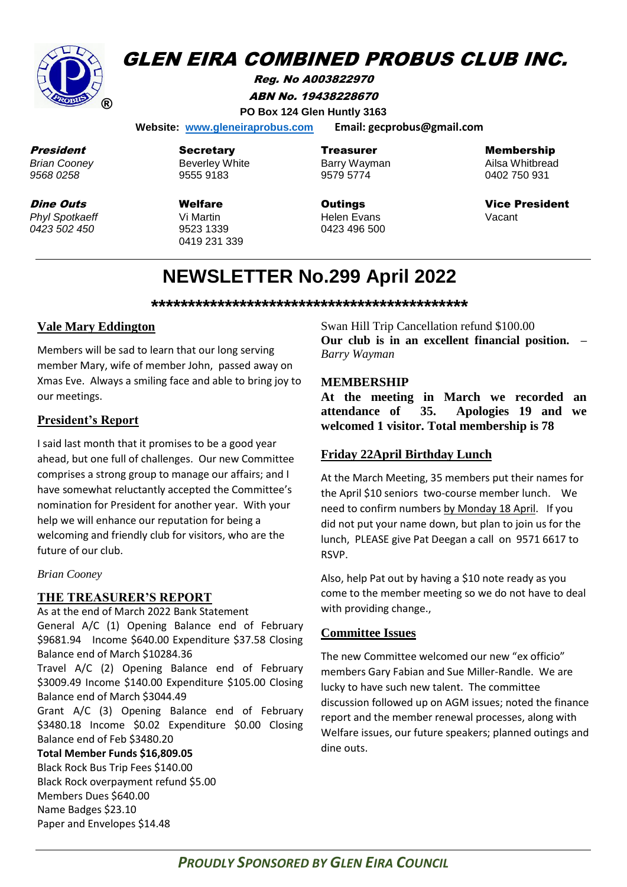# GLEN EIRA COMBINED PROBUS CLUB INC.

**Reg. No A003822970**

**ABN No. 19438228670**

**PO Box 124 Glen Huntly 3163**

**Website: www.gleneiraprobus.com** **Email: gecprobus@gmail.com**

| **President** | **Secretary** | **Treasurer** | **Membership** |
|---|---|---|---|
| *Brian Cooney* | Beverley White | Barry Wayman | Ailsa Whitbread |
| *9568 0258* | 9555 9183 | 9579 5774 | 0402 750 931 |
| **Dine Outs** | **Welfare** | **Outings** | **Vice President** |
| *Phyl Spotkaeff* | Vi Martin | Helen Evans | Vacant |
| *0423 502 450* | 9523 1339<br>0419 231 339 | 0423 496 500 | |

# NEWSLETTER No.299 April 2022

**\*\*\*\*\*\*\*\*\*\*\*\*\*\*\*\*\*\*\*\*\*\*\*\*\*\*\*\*\*\*\*\*\*\*\*\*\*\*\*\*\*\*\*\*\*\***

## Vale Mary Eddington

Members will be sad to learn that our long serving member Mary, wife of member John, passed away on Xmas Eve. Always a smiling face and able to bring joy to our meetings.

## President's Report

I said last month that it promises to be a good year ahead, but one full of challenges. Our new Committee comprises a strong group to manage our affairs; and I have somewhat reluctantly accepted the Committee's nomination for President for another year. With your help we will enhance our reputation for being a welcoming and friendly club for visitors, who are the future of our club.

*Brian Cooney*

## THE TREASURER'S REPORT

As at the end of March 2022 Bank Statement

General A/C (1) Opening Balance end of February $9681.94 Income $640.00 Expenditure $37.58 Closing Balance end of March $10284.36

Travel A/C (2) Opening Balance end of February $3009.49 Income $140.00 Expenditure $105.00 Closing Balance end of March $3044.49

Grant A/C (3) Opening Balance end of February $3480.18 Income $0.02 Expenditure $0.00 Closing Balance end of Feb $3480.20

**Total Member Funds $16,809.05**

Black Rock Bus Trip Fees $140.00

Black Rock overpayment refund $5.00

Members Dues $640.00

Name Badges $23.10

Paper and Envelopes $14.48

Swan Hill Trip Cancellation refund $100.00

**Our club is in an excellent financial position.** – *Barry Wayman*

## MEMBERSHIP

**At the meeting in March we recorded an attendance of 35. Apologies 19 and we welcomed 1 visitor. Total membership is 78**

## Friday 22April Birthday Lunch

At the March Meeting, 35 members put their names for the April $10 seniors two-course member lunch. We need to confirm numbers by Monday 18 April. If you did not put your name down, but plan to join us for the lunch, PLEASE give Pat Deegan a call on 9571 6617 to RSVP.

Also, help Pat out by having a $10 note ready as you come to the member meeting so we do not have to deal with providing change.,

## Committee Issues

The new Committee welcomed our new "ex officio" members Gary Fabian and Sue Miller-Randle. We are lucky to have such new talent. The committee discussion followed up on AGM issues; noted the finance report and the member renewal processes, along with Welfare issues, our future speakers; planned outings and dine outs.

***PROUDLY SPONSORED BY GLEN EIRA COUNCIL***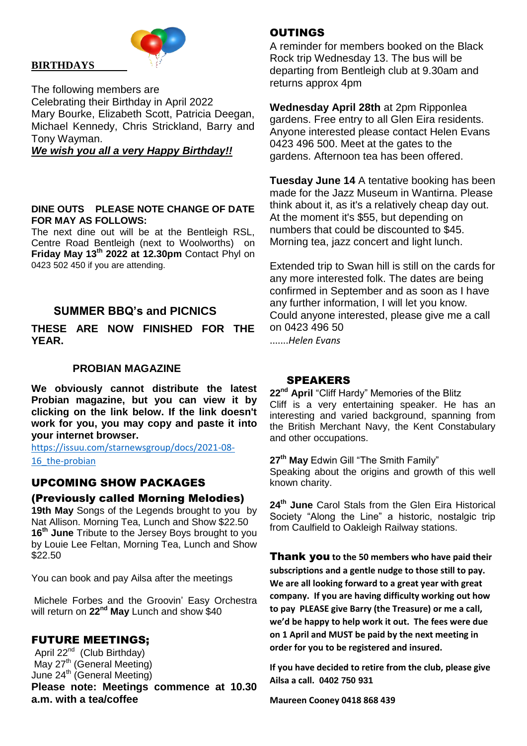## BIRTHDAYS

The following members are Celebrating their Birthday in April 2022 Mary Bourke, Elizabeth Scott, Patricia Deegan, Michael Kennedy, Chris Strickland, Barry and Tony Wayman.

***We wish you all a very Happy Birthday!!***

**DINE OUTS PLEASE NOTE CHANGE OF DATE FOR MAY AS FOLLOWS:**

The next dine out will be at the Bentleigh RSL, Centre Road Bentleigh (next to Woolworths) on **Friday May 13th 2022 at 12.30pm** Contact Phyl on 0423 502 450 if you are attending.

## SUMMER BBQ's and PICNICS

**THESE ARE NOW FINISHED FOR THE YEAR.**

## PROBIAN MAGAZINE

**We obviously cannot distribute the latest Probian magazine, but you can view it by clicking on the link below. If the link doesn't work for you, you may copy and paste it into your internet browser.**

https://issuu.com/starnewsgroup/docs/2021-08-16_the-probian

## UPCOMING SHOW PACKAGES

### (Previously called Morning Melodies)

**19th May** Songs of the Legends brought to you by Nat Allison. Morning Tea, Lunch and Show $22.50

**16th June** Tribute to the Jersey Boys brought to you by Louie Lee Feltan, Morning Tea, Lunch and Show $22.50

You can book and pay Ailsa after the meetings

Michele Forbes and the Groovin' Easy Orchestra will return on **22nd May** Lunch and show $40

## FUTURE MEETINGS;

April 22nd (Club Birthday)
May 27th (General Meeting)
June 24th (General Meeting)

**Please note: Meetings commence at 10.30 a.m. with a tea/coffee**

## OUTINGS

A reminder for members booked on the Black Rock trip Wednesday 13. The bus will be departing from Bentleigh club at 9.30am and returns approx 4pm

**Wednesday April 28th** at 2pm Ripponlea gardens. Free entry to all Glen Eira residents. Anyone interested please contact Helen Evans 0423 496 500. Meet at the gates to the gardens. Afternoon tea has been offered.

**Tuesday June 14** A tentative booking has been made for the Jazz Museum in Wantirna. Please think about it, as it's a relatively cheap day out. At the moment it's $55, but depending on numbers that could be discounted to $45. Morning tea, jazz concert and light lunch.

Extended trip to Swan hill is still on the cards for any more interested folk. The dates are being confirmed in September and as soon as I have any further information, I will let you know. Could anyone interested, please give me a call on 0423 496 50

*.......Helen Evans*

## SPEAKERS

**22nd April** "Cliff Hardy" Memories of the Blitz
Cliff is a very entertaining speaker. He has an interesting and varied background, spanning from the British Merchant Navy, the Kent Constabulary and other occupations.

**27th May** Edwin Gill "The Smith Family"
Speaking about the origins and growth of this well known charity.

**24th June** Carol Stals from the Glen Eira Historical Society "Along the Line" a historic, nostalgic trip from Caulfield to Oakleigh Railway stations.

**Thank you to the 50 members who have paid their subscriptions and a gentle nudge to those still to pay. We are all looking forward to a great year with great company. If you are having difficulty working out how to pay PLEASE give Barry (the Treasure) or me a call, we'd be happy to help work it out. The fees were due on 1 April and MUST be paid by the next meeting in order for you to be registered and insured.**

**If you have decided to retire from the club, please give Ailsa a call. 0402 750 931**

**Maureen Cooney 0418 868 439**